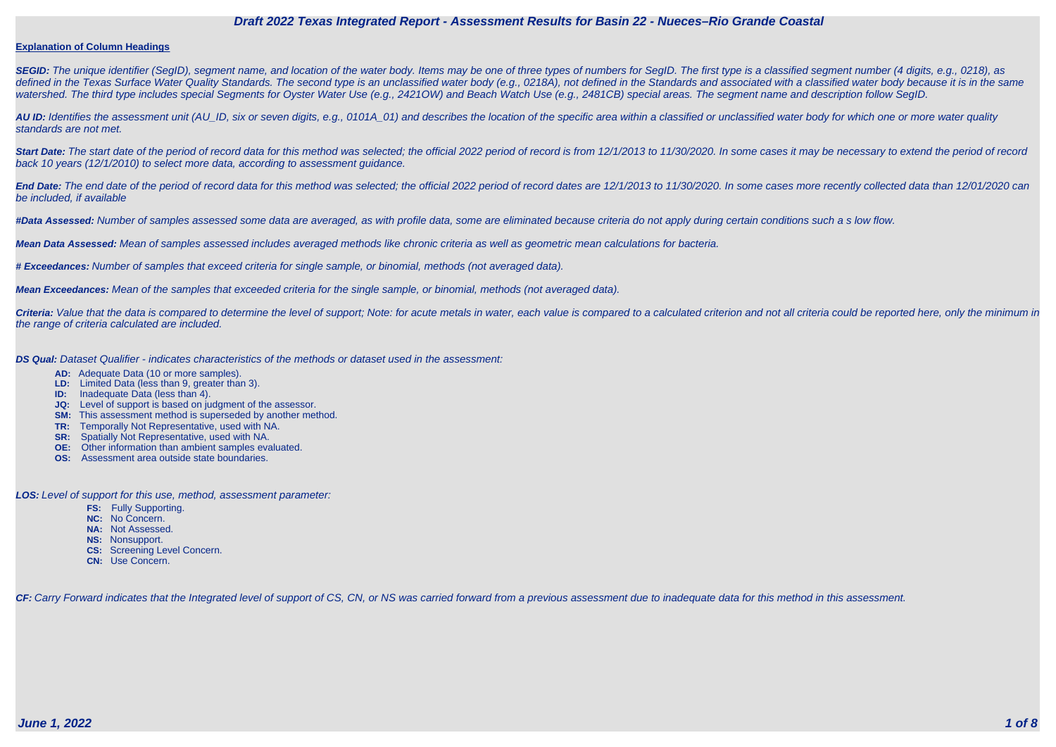# Draft 2022 Texas Integrated Report - Assessment Results for Basin 22 - Nueces–Rio Grande Coastal

**Explanation of Column Headings**

***SEGID:*** *The unique identifier (SegID), segment name, and location of the water body. Items may be one of three types of numbers for SegID. The first type is a classified segment number (4 digits, e.g., 0218), as defined in the Texas Surface Water Quality Standards. The second type is an unclassified water body (e.g., 0218A), not defined in the Standards and associated with a classified water body because it is in the same watershed. The third type includes special Segments for Oyster Water Use (e.g., 2421OW) and Beach Watch Use (e.g., 2481CB) special areas. The segment name and description follow SegID.*

***AU ID:*** *Identifies the assessment unit (AU_ID, six or seven digits, e.g., 0101A_01) and describes the location of the specific area within a classified or unclassified water body for which one or more water quality standards are not met.*

***Start Date:*** *The start date of the period of record data for this method was selected; the official 2022 period of record is from 12/1/2013 to 11/30/2020. In some cases it may be necessary to extend the period of record back 10 years (12/1/2010) to select more data, according to assessment guidance.*

***End Date:*** *The end date of the period of record data for this method was selected; the official 2022 period of record dates are 12/1/2013 to 11/30/2020. In some cases more recently collected data than 12/01/2020 can be included, if available*

***#Data Assessed:*** *Number of samples assessed some data are averaged, as with profile data, some are eliminated because criteria do not apply during certain conditions such a s low flow.*

***Mean Data Assessed:*** *Mean of samples assessed includes averaged methods like chronic criteria as well as geometric mean calculations for bacteria.*

***# Exceedances:*** *Number of samples that exceed criteria for single sample, or binomial, methods (not averaged data).*

***Mean Exceedances:*** *Mean of the samples that exceeded criteria for the single sample, or binomial, methods (not averaged data).*

***Criteria:*** *Value that the data is compared to determine the level of support; Note: for acute metals in water, each value is compared to a calculated criterion and not all criteria could be reported here, only the minimum in the range of criteria calculated are included.*

***DS Qual:*** *Dataset Qualifier - indicates characteristics of the methods or dataset used in the assessment:*

- **AD:** Adequate Data (10 or more samples).
- **LD:** Limited Data (less than 9, greater than 3).
- **ID:** Inadequate Data (less than 4).
- **JQ:** Level of support is based on judgment of the assessor.
- **SM:** This assessment method is superseded by another method.
- **TR:** Temporally Not Representative, used with NA.
- **SR:** Spatially Not Representative, used with NA.
- **OE:** Other information than ambient samples evaluated.
- **OS:** Assessment area outside state boundaries.

***LOS:*** *Level of support for this use, method, assessment parameter:*

- **FS:** Fully Supporting.
- **NC:** No Concern.
- **NA:** Not Assessed.
- **NS:** Nonsupport.
- **CS:** Screening Level Concern.
- **CN:** Use Concern.

***CF:*** *Carry Forward indicates that the Integrated level of support of CS, CN, or NS was carried forward from a previous assessment due to inadequate data for this method in this assessment.*

***June 1, 2022***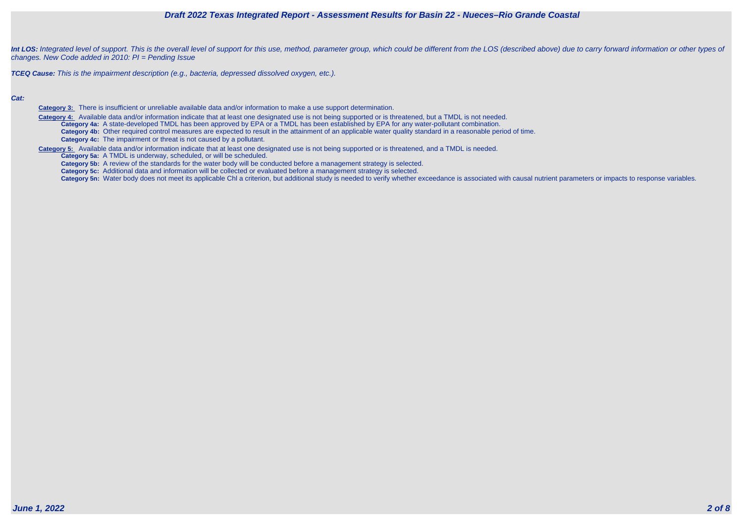***Int LOS:*** *Integrated level of support. This is the overall level of support for this use, method, parameter group, which could be different from the LOS (described above) due to carry forward information or other types of changes. New Code added in 2010: PI = Pending Issue*

***TCEQ Cause:*** *This is the impairment description (e.g., bacteria, depressed dissolved oxygen, etc.).*

***Cat:***

**Category 3:** There is insufficient or unreliable available data and/or information to make a use support determination.

**Category 4:** Available data and/or information indicate that at least one designated use is not being supported or is threatened, but a TMDL is not needed.

- **Category 4a:** A state-developed TMDL has been approved by EPA or a TMDL has been established by EPA for any water-pollutant combination.
- **Category 4b:** Other required control measures are expected to result in the attainment of an applicable water quality standard in a reasonable period of time.
- **Category 4c:** The impairment or threat is not caused by a pollutant.

**Category 5:** Available data and/or information indicate that at least one designated use is not being supported or is threatened, and a TMDL is needed.

- **Category 5a:** A TMDL is underway, scheduled, or will be scheduled.
- **Category 5b:** A review of the standards for the water body will be conducted before a management strategy is selected.
- **Category 5c:** Additional data and information will be collected or evaluated before a management strategy is selected.
- **Category 5n:** Water body does not meet its applicable Chl a criterion, but additional study is needed to verify whether exceedance is associated with causal nutrient parameters or impacts to response variables.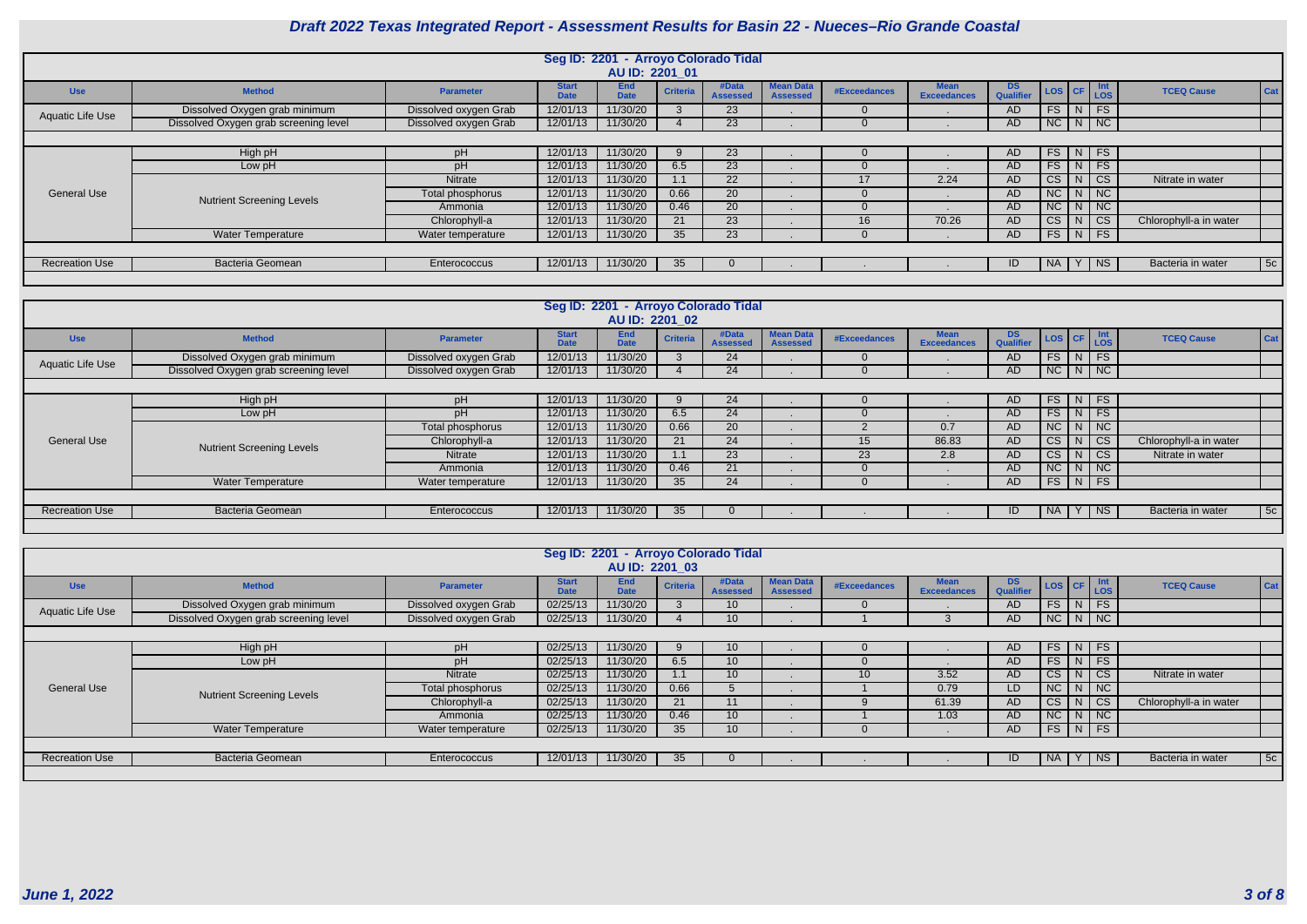# Draft 2022 Texas Integrated Report - Assessment Results for Basin 22 - Nueces–Rio Grande Coastal

## Seg ID: 2201 - Arroyo Colorado Tidal

### AU ID: 2201_01

| Use | Method | Parameter | Start Date | End Date | Criteria | #Data Assessed | Mean Data Assessed | #Exceedances | Mean Exceedances | DS Qualifier | LOS | CF | Int LOS | TCEQ Cause | Cat |
|---|---|---|---|---|---|---|---|---|---|---|---|---|---|---|---|
| Aquatic Life Use | Dissolved Oxygen grab minimum | Dissolved oxygen Grab | 12/01/13 | 11/30/20 | 3 | 23 | . | 0 | . | AD | FS | N | FS | | |
| | Dissolved Oxygen grab screening level | Dissolved oxygen Grab | 12/01/13 | 11/30/20 | 4 | 23 | . | 0 | . | AD | NC | N | NC | | |
| General Use | High pH | pH | 12/01/13 | 11/30/20 | 9 | 23 | . | 0 | . | AD | FS | N | FS | | |
| | Low pH | pH | 12/01/13 | 11/30/20 | 6.5 | 23 | . | 0 | . | AD | FS | N | FS | | |
| | Nutrient Screening Levels | Nitrate | 12/01/13 | 11/30/20 | 1.1 | 22 | . | 17 | 2.24 | AD | CS | N | CS | Nitrate in water | |
| | | Total phosphorus | 12/01/13 | 11/30/20 | 0.66 | 20 | . | 0 | . | AD | NC | N | NC | | |
| | | Ammonia | 12/01/13 | 11/30/20 | 0.46 | 20 | . | 0 | . | AD | NC | N | NC | | |
| | | Chlorophyll-a | 12/01/13 | 11/30/20 | 21 | 23 | . | 16 | 70.26 | AD | CS | N | CS | Chlorophyll-a in water | |
| | Water Temperature | Water temperature | 12/01/13 | 11/30/20 | 35 | 23 | . | 0 | . | AD | FS | N | FS | | |
| Recreation Use | Bacteria Geomean | Enterococcus | 12/01/13 | 11/30/20 | 35 | 0 | . | . | . | ID | NA | Y | NS | Bacteria in water | 5c |

## Seg ID: 2201 - Arroyo Colorado Tidal

### AU ID: 2201_02

| Use | Method | Parameter | Start Date | End Date | Criteria | #Data Assessed | Mean Data Assessed | #Exceedances | Mean Exceedances | DS Qualifier | LOS | CF | Int LOS | TCEQ Cause | Cat |
|---|---|---|---|---|---|---|---|---|---|---|---|---|---|---|---|
| Aquatic Life Use | Dissolved Oxygen grab minimum | Dissolved oxygen Grab | 12/01/13 | 11/30/20 | 3 | 24 | . | 0 | . | AD | FS | N | FS | | |
| | Dissolved Oxygen grab screening level | Dissolved oxygen Grab | 12/01/13 | 11/30/20 | 4 | 24 | . | 0 | . | AD | NC | N | NC | | |
| General Use | High pH | pH | 12/01/13 | 11/30/20 | 9 | 24 | . | 0 | . | AD | FS | N | FS | | |
| | Low pH | pH | 12/01/13 | 11/30/20 | 6.5 | 24 | . | 0 | . | AD | FS | N | FS | | |
| | Nutrient Screening Levels | Total phosphorus | 12/01/13 | 11/30/20 | 0.66 | 20 | . | 2 | 0.7 | AD | NC | N | NC | | |
| | | Chlorophyll-a | 12/01/13 | 11/30/20 | 21 | 24 | . | 15 | 86.83 | AD | CS | N | CS | Chlorophyll-a in water | |
| | | Nitrate | 12/01/13 | 11/30/20 | 1.1 | 23 | . | 23 | 2.8 | AD | CS | N | CS | Nitrate in water | |
| | | Ammonia | 12/01/13 | 11/30/20 | 0.46 | 21 | . | 0 | . | AD | NC | N | NC | | |
| | Water Temperature | Water temperature | 12/01/13 | 11/30/20 | 35 | 24 | . | 0 | . | AD | FS | N | FS | | |
| Recreation Use | Bacteria Geomean | Enterococcus | 12/01/13 | 11/30/20 | 35 | 0 | . | . | . | ID | NA | Y | NS | Bacteria in water | 5c |

## Seg ID: 2201 - Arroyo Colorado Tidal

### AU ID: 2201_03

| Use | Method | Parameter | Start Date | End Date | Criteria | #Data Assessed | Mean Data Assessed | #Exceedances | Mean Exceedances | DS Qualifier | LOS | CF | Int LOS | TCEQ Cause | Cat |
|---|---|---|---|---|---|---|---|---|---|---|---|---|---|---|---|
| Aquatic Life Use | Dissolved Oxygen grab minimum | Dissolved oxygen Grab | 02/25/13 | 11/30/20 | 3 | 10 | . | 0 | . | AD | FS | N | FS | | |
| | Dissolved Oxygen grab screening level | Dissolved oxygen Grab | 02/25/13 | 11/30/20 | 4 | 10 | . | 1 | 3 | AD | NC | N | NC | | |
| General Use | High pH | pH | 02/25/13 | 11/30/20 | 9 | 10 | . | 0 | . | AD | FS | N | FS | | |
| | Low pH | pH | 02/25/13 | 11/30/20 | 6.5 | 10 | . | 0 | . | AD | FS | N | FS | | |
| | Nutrient Screening Levels | Nitrate | 02/25/13 | 11/30/20 | 1.1 | 10 | . | 10 | 3.52 | AD | CS | N | CS | Nitrate in water | |
| | | Total phosphorus | 02/25/13 | 11/30/20 | 0.66 | 5 | . | 1 | 0.79 | LD | NC | N | NC | | |
| | | Chlorophyll-a | 02/25/13 | 11/30/20 | 21 | 11 | . | 9 | 61.39 | AD | CS | N | CS | Chlorophyll-a in water | |
| | | Ammonia | 02/25/13 | 11/30/20 | 0.46 | 10 | . | 1 | 1.03 | AD | NC | N | NC | | |
| | Water Temperature | Water temperature | 02/25/13 | 11/30/20 | 35 | 10 | . | 0 | . | AD | FS | N | FS | | |
| Recreation Use | Bacteria Geomean | Enterococcus | 12/01/13 | 11/30/20 | 35 | 0 | . | . | . | ID | NA | Y | NS | Bacteria in water | 5c |

*June 1, 2022*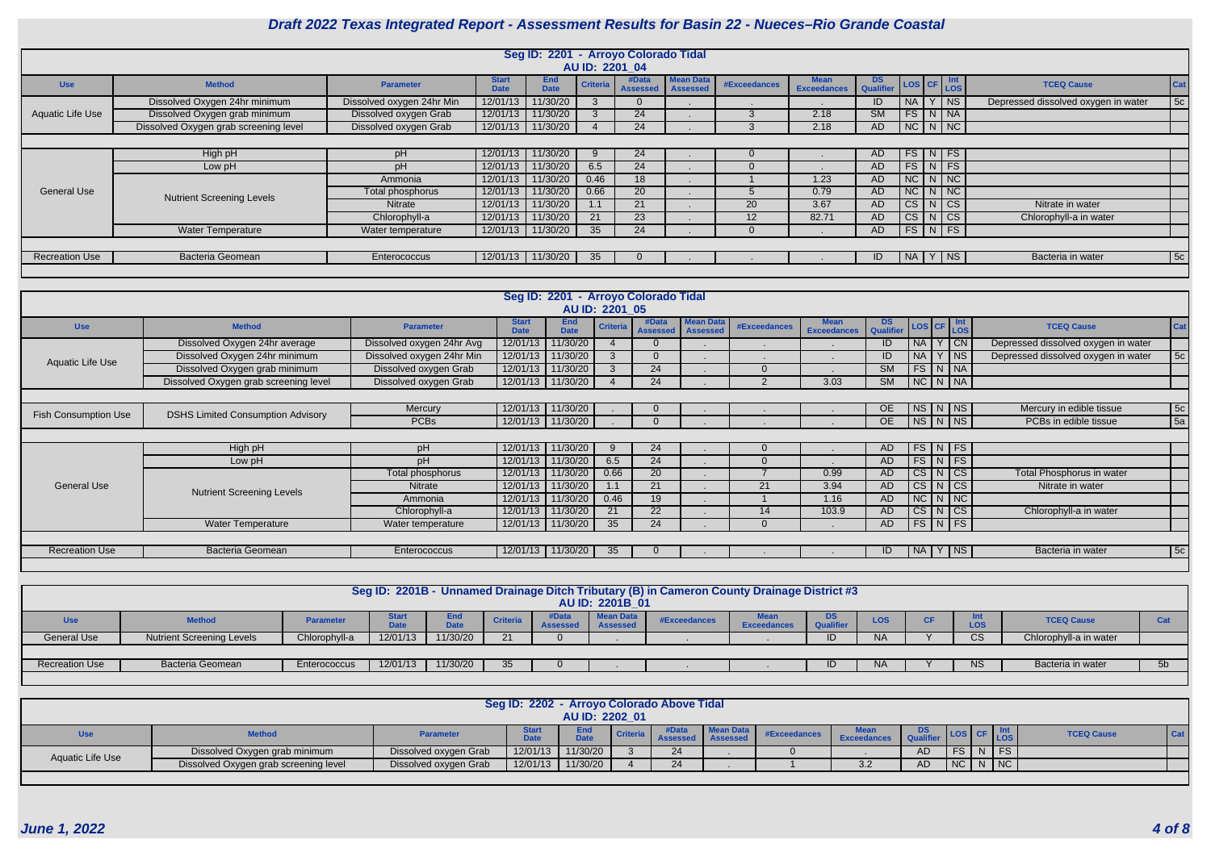# Draft 2022 Texas Integrated Report - Assessment Results for Basin 22 - Nueces–Rio Grande Coastal

## Seg ID: 2201 - Arroyo Colorado Tidal

### AU ID: 2201_04

| Use | Method | Parameter | Start Date | End Date | Criteria | #Data Assessed | Mean Data Assessed | #Exceedances | Mean Exceedances | DS Qualifier | LOS | CF | Int LOS | TCEQ Cause | Cat |
|---|---|---|---|---|---|---|---|---|---|---|---|---|---|---|---|
| Aquatic Life Use | Dissolved Oxygen 24hr minimum | Dissolved oxygen 24hr Min | 12/01/13 | 11/30/20 | 3 | 0 | . | . | . | ID | NA | Y | NS | Depressed dissolved oxygen in water | 5c |
| | Dissolved Oxygen grab minimum | Dissolved oxygen Grab | 12/01/13 | 11/30/20 | 3 | 24 | . | 3 | 2.18 | SM | FS | N | NA | | |
| | Dissolved Oxygen grab screening level | Dissolved oxygen Grab | 12/01/13 | 11/30/20 | 4 | 24 | . | 3 | 2.18 | AD | NC | N | NC | | |
| General Use | High pH | pH | 12/01/13 | 11/30/20 | 9 | 24 | . | 0 | . | AD | FS | N | FS | | |
| | Low pH | pH | 12/01/13 | 11/30/20 | 6.5 | 24 | . | 0 | . | AD | FS | N | FS | | |
| | Nutrient Screening Levels | Ammonia | 12/01/13 | 11/30/20 | 0.46 | 18 | . | 1 | 1.23 | AD | NC | N | NC | | |
| | | Total phosphorus | 12/01/13 | 11/30/20 | 0.66 | 20 | . | 5 | 0.79 | AD | NC | N | NC | | |
| | | Nitrate | 12/01/13 | 11/30/20 | 1.1 | 21 | . | 20 | 3.67 | AD | CS | N | CS | Nitrate in water | |
| | | Chlorophyll-a | 12/01/13 | 11/30/20 | 21 | 23 | . | 12 | 82.71 | AD | CS | N | CS | Chlorophyll-a in water | |
| | Water Temperature | Water temperature | 12/01/13 | 11/30/20 | 35 | 24 | . | 0 | . | AD | FS | N | FS | | |
| Recreation Use | Bacteria Geomean | Enterococcus | 12/01/13 | 11/30/20 | 35 | 0 | . | . | . | ID | NA | Y | NS | Bacteria in water | 5c |

## Seg ID: 2201 - Arroyo Colorado Tidal

### AU ID: 2201_05

| Use | Method | Parameter | Start Date | End Date | Criteria | #Data Assessed | Mean Data Assessed | #Exceedances | Mean Exceedances | DS Qualifier | LOS | CF | Int LOS | TCEQ Cause | Cat |
|---|---|---|---|---|---|---|---|---|---|---|---|---|---|---|---|
| Aquatic Life Use | Dissolved Oxygen 24hr average | Dissolved oxygen 24hr Avg | 12/01/13 | 11/30/20 | 4 | 0 | . | . | . | ID | NA | Y | CN | Depressed dissolved oxygen in water | |
| | Dissolved Oxygen 24hr minimum | Dissolved oxygen 24hr Min | 12/01/13 | 11/30/20 | 3 | 0 | . | . | . | ID | NA | Y | NS | Depressed dissolved oxygen in water | 5c |
| | Dissolved Oxygen grab minimum | Dissolved oxygen Grab | 12/01/13 | 11/30/20 | 3 | 24 | . | 0 | . | SM | FS | N | NA | | |
| | Dissolved Oxygen grab screening level | Dissolved oxygen Grab | 12/01/13 | 11/30/20 | 4 | 24 | . | 2 | 3.03 | SM | NC | N | NA | | |
| Fish Consumption Use | DSHS Limited Consumption Advisory | Mercury | 12/01/13 | 11/30/20 | . | 0 | . | . | . | OE | NS | N | NS | Mercury in edible tissue | 5c |
| | | PCBs | 12/01/13 | 11/30/20 | . | 0 | . | . | . | OE | NS | N | NS | PCBs in edible tissue | 5a |
| General Use | High pH | pH | 12/01/13 | 11/30/20 | 9 | 24 | . | 0 | . | AD | FS | N | FS | | |
| | Low pH | pH | 12/01/13 | 11/30/20 | 6.5 | 24 | . | 0 | . | AD | FS | N | FS | | |
| | Nutrient Screening Levels | Total phosphorus | 12/01/13 | 11/30/20 | 0.66 | 20 | . | 7 | 0.99 | AD | CS | N | CS | Total Phosphorus in water | |
| | | Nitrate | 12/01/13 | 11/30/20 | 1.1 | 21 | . | 21 | 3.94 | AD | CS | N | CS | Nitrate in water | |
| | | Ammonia | 12/01/13 | 11/30/20 | 0.46 | 19 | . | 1 | 1.16 | AD | NC | N | NC | | |
| | | Chlorophyll-a | 12/01/13 | 11/30/20 | 21 | 22 | . | 14 | 103.9 | AD | CS | N | CS | Chlorophyll-a in water | |
| | Water Temperature | Water temperature | 12/01/13 | 11/30/20 | 35 | 24 | . | 0 | . | AD | FS | N | FS | | |
| Recreation Use | Bacteria Geomean | Enterococcus | 12/01/13 | 11/30/20 | 35 | 0 | . | . | . | ID | NA | Y | NS | Bacteria in water | 5c |

## Seg ID: 2201B - Unnamed Drainage Ditch Tributary (B) in Cameron County Drainage District #3

### AU ID: 2201B_01

| Use | Method | Parameter | Start Date | End Date | Criteria | #Data Assessed | Mean Data Assessed | #Exceedances | Mean Exceedances | DS Qualifier | LOS | CF | Int LOS | TCEQ Cause | Cat |
|---|---|---|---|---|---|---|---|---|---|---|---|---|---|---|---|
| General Use | Nutrient Screening Levels | Chlorophyll-a | 12/01/13 | 11/30/20 | 21 | 0 | . | . | . | ID | NA | Y | CS | Chlorophyll-a in water | |
| Recreation Use | Bacteria Geomean | Enterococcus | 12/01/13 | 11/30/20 | 35 | 0 | . | . | . | ID | NA | Y | NS | Bacteria in water | 5b |

## Seg ID: 2202 - Arroyo Colorado Above Tidal

### AU ID: 2202_01

| Use | Method | Parameter | Start Date | End Date | Criteria | #Data Assessed | Mean Data Assessed | #Exceedances | Mean Exceedances | DS Qualifier | LOS | CF | Int LOS | TCEQ Cause | Cat |
|---|---|---|---|---|---|---|---|---|---|---|---|---|---|---|---|
| Aquatic Life Use | Dissolved Oxygen grab minimum | Dissolved oxygen Grab | 12/01/13 | 11/30/20 | 3 | 24 | . | 0 | . | AD | FS | N | FS | | |
| | Dissolved Oxygen grab screening level | Dissolved oxygen Grab | 12/01/13 | 11/30/20 | 4 | 24 | . | 1 | 3.2 | AD | NC | N | NC | | |

*June 1, 2022*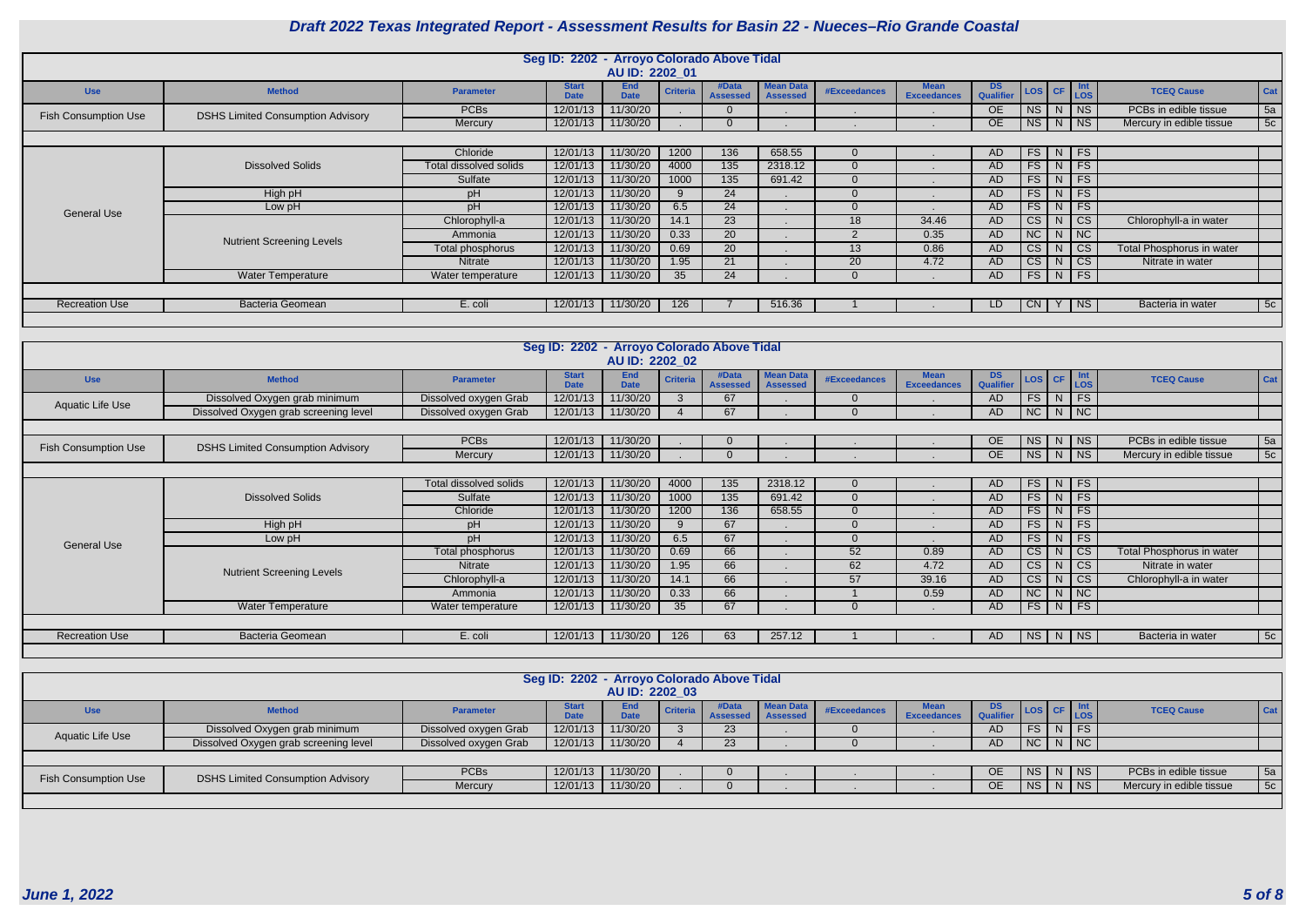# Draft 2022 Texas Integrated Report - Assessment Results for Basin 22 - Nueces–Rio Grande Coastal

## Seg ID: 2202 - Arroyo Colorado Above Tidal
### AU ID: 2202_01

| Use | Method | Parameter | Start Date | End Date | Criteria | #Data Assessed | Mean Data Assessed | #Exceedances | Mean Exceedances | DS Qualifier | LOS | CF | Int LOS | TCEQ Cause | Cat |
|---|---|---|---|---|---|---|---|---|---|---|---|---|---|---|---|
| Fish Consumption Use | DSHS Limited Consumption Advisory | PCBs | 12/01/13 | 11/30/20 | . | 0 | . | . | . | OE | NS | N | NS | PCBs in edible tissue | 5a |
| | | Mercury | 12/01/13 | 11/30/20 | . | 0 | . | . | . | OE | NS | N | NS | Mercury in edible tissue | 5c |
| General Use | Dissolved Solids | Chloride | 12/01/13 | 11/30/20 | 1200 | 136 | 658.55 | 0 | . | AD | FS | N | FS | | |
| | | Total dissolved solids | 12/01/13 | 11/30/20 | 4000 | 135 | 2318.12 | 0 | . | AD | FS | N | FS | | |
| | | Sulfate | 12/01/13 | 11/30/20 | 1000 | 135 | 691.42 | 0 | . | AD | FS | N | FS | | |
| | High pH | pH | 12/01/13 | 11/30/20 | 9 | 24 | . | 0 | . | AD | FS | N | FS | | |
| | Low pH | pH | 12/01/13 | 11/30/20 | 6.5 | 24 | . | 0 | . | AD | FS | N | FS | | |
| | Nutrient Screening Levels | Chlorophyll-a | 12/01/13 | 11/30/20 | 14.1 | 23 | . | 18 | 34.46 | AD | CS | N | CS | Chlorophyll-a in water | |
| | | Ammonia | 12/01/13 | 11/30/20 | 0.33 | 20 | . | 2 | 0.35 | AD | NC | N | NC | | |
| | | Total phosphorus | 12/01/13 | 11/30/20 | 0.69 | 20 | . | 13 | 0.86 | AD | CS | N | CS | Total Phosphorus in water | |
| | | Nitrate | 12/01/13 | 11/30/20 | 1.95 | 21 | . | 20 | 4.72 | AD | CS | N | CS | Nitrate in water | |
| | Water Temperature | Water temperature | 12/01/13 | 11/30/20 | 35 | 24 | . | 0 | . | AD | FS | N | FS | | |
| Recreation Use | Bacteria Geomean | E. coli | 12/01/13 | 11/30/20 | 126 | 7 | 516.36 | 1 | . | LD | CN | Y | NS | Bacteria in water | 5c |

## Seg ID: 2202 - Arroyo Colorado Above Tidal
### AU ID: 2202_02

| Use | Method | Parameter | Start Date | End Date | Criteria | #Data Assessed | Mean Data Assessed | #Exceedances | Mean Exceedances | DS Qualifier | LOS | CF | Int LOS | TCEQ Cause | Cat |
|---|---|---|---|---|---|---|---|---|---|---|---|---|---|---|---|
| Aquatic Life Use | Dissolved Oxygen grab minimum | Dissolved oxygen Grab | 12/01/13 | 11/30/20 | 3 | 67 | . | 0 | . | AD | FS | N | FS | | |
| | Dissolved Oxygen grab screening level | Dissolved oxygen Grab | 12/01/13 | 11/30/20 | 4 | 67 | . | 0 | . | AD | NC | N | NC | | |
| Fish Consumption Use | DSHS Limited Consumption Advisory | PCBs | 12/01/13 | 11/30/20 | . | 0 | . | . | . | OE | NS | N | NS | PCBs in edible tissue | 5a |
| | | Mercury | 12/01/13 | 11/30/20 | . | 0 | . | . | . | OE | NS | N | NS | Mercury in edible tissue | 5c |
| General Use | Dissolved Solids | Total dissolved solids | 12/01/13 | 11/30/20 | 4000 | 135 | 2318.12 | 0 | . | AD | FS | N | FS | | |
| | | Sulfate | 12/01/13 | 11/30/20 | 1000 | 135 | 691.42 | 0 | . | AD | FS | N | FS | | |
| | | Chloride | 12/01/13 | 11/30/20 | 1200 | 136 | 658.55 | 0 | . | AD | FS | N | FS | | |
| | High pH | pH | 12/01/13 | 11/30/20 | 9 | 67 | . | 0 | . | AD | FS | N | FS | | |
| | Low pH | pH | 12/01/13 | 11/30/20 | 6.5 | 67 | . | 0 | . | AD | FS | N | FS | | |
| | Nutrient Screening Levels | Total phosphorus | 12/01/13 | 11/30/20 | 0.69 | 66 | . | 52 | 0.89 | AD | CS | N | CS | Total Phosphorus in water | |
| | | Nitrate | 12/01/13 | 11/30/20 | 1.95 | 66 | . | 62 | 4.72 | AD | CS | N | CS | Nitrate in water | |
| | | Chlorophyll-a | 12/01/13 | 11/30/20 | 14.1 | 66 | . | 57 | 39.16 | AD | CS | N | CS | Chlorophyll-a in water | |
| | | Ammonia | 12/01/13 | 11/30/20 | 0.33 | 66 | . | 1 | 0.59 | AD | NC | N | NC | | |
| | Water Temperature | Water temperature | 12/01/13 | 11/30/20 | 35 | 67 | . | 0 | . | AD | FS | N | FS | | |
| Recreation Use | Bacteria Geomean | E. coli | 12/01/13 | 11/30/20 | 126 | 63 | 257.12 | 1 | . | AD | NS | N | NS | Bacteria in water | 5c |

## Seg ID: 2202 - Arroyo Colorado Above Tidal
### AU ID: 2202_03

| Use | Method | Parameter | Start Date | End Date | Criteria | #Data Assessed | Mean Data Assessed | #Exceedances | Mean Exceedances | DS Qualifier | LOS | CF | Int LOS | TCEQ Cause | Cat |
|---|---|---|---|---|---|---|---|---|---|---|---|---|---|---|---|
| Aquatic Life Use | Dissolved Oxygen grab minimum | Dissolved oxygen Grab | 12/01/13 | 11/30/20 | 3 | 23 | . | 0 | . | AD | FS | N | FS | | |
| | Dissolved Oxygen grab screening level | Dissolved oxygen Grab | 12/01/13 | 11/30/20 | 4 | 23 | . | 0 | . | AD | NC | N | NC | | |
| Fish Consumption Use | DSHS Limited Consumption Advisory | PCBs | 12/01/13 | 11/30/20 | . | 0 | . | . | . | OE | NS | N | NS | PCBs in edible tissue | 5a |
| | | Mercury | 12/01/13 | 11/30/20 | . | 0 | . | . | . | OE | NS | N | NS | Mercury in edible tissue | 5c |

*June 1, 2022*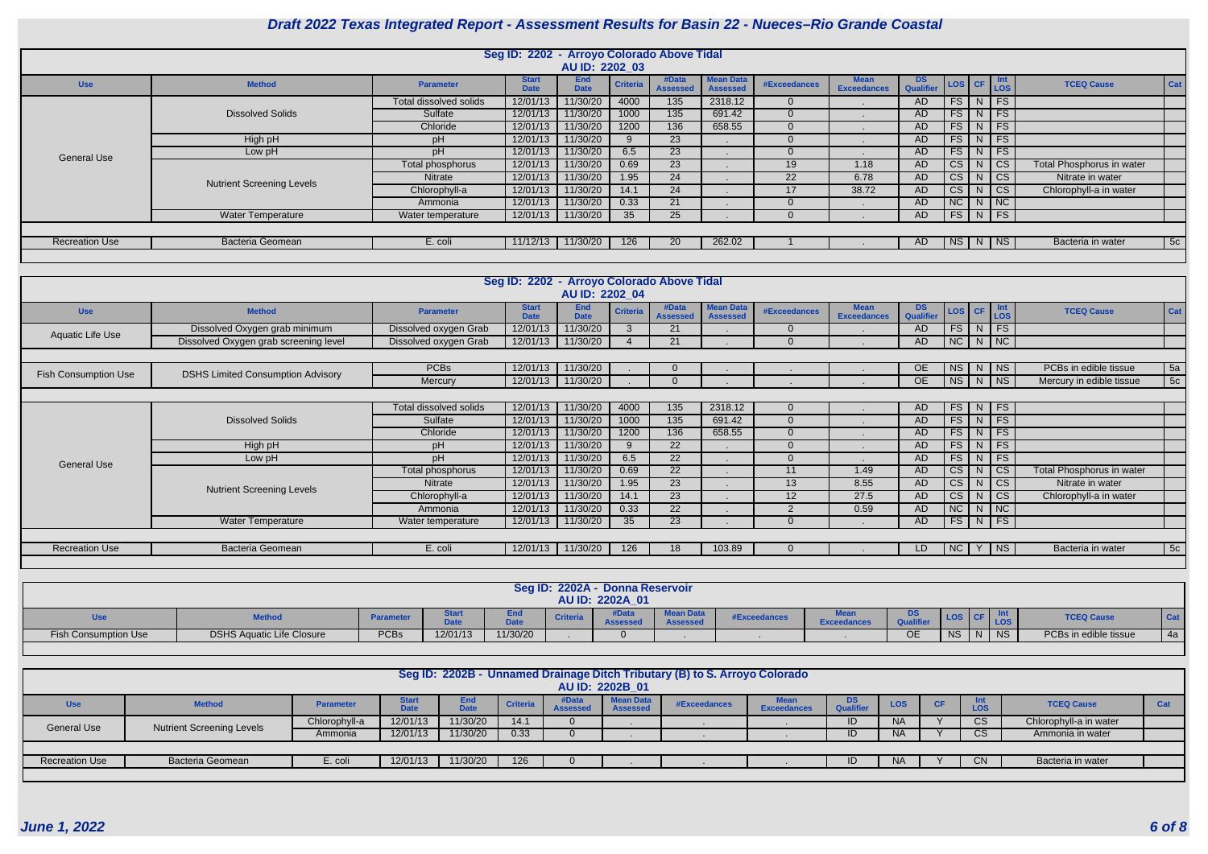# Draft 2022 Texas Integrated Report - Assessment Results for Basin 22 - Nueces–Rio Grande Coastal

## Seg ID: 2202 - Arroyo Colorado Above Tidal
### AU ID: 2202_03

| Use | Method | Parameter | Start Date | End Date | Criteria | #Data Assessed | Mean Data Assessed | #Exceedances | Mean Exceedances | DS Qualifier | LOS | CF | Int LOS | TCEQ Cause | Cat |
|---|---|---|---|---|---|---|---|---|---|---|---|---|---|---|---|
| General Use | Dissolved Solids | Total dissolved solids | 12/01/13 | 11/30/20 | 4000 | 135 | 2318.12 | 0 | . | AD | FS | N | FS | | |
| | | Sulfate | 12/01/13 | 11/30/20 | 1000 | 135 | 691.42 | 0 | . | AD | FS | N | FS | | |
| | | Chloride | 12/01/13 | 11/30/20 | 1200 | 136 | 658.55 | 0 | . | AD | FS | N | FS | | |
| | High pH | pH | 12/01/13 | 11/30/20 | 9 | 23 | . | 0 | . | AD | FS | N | FS | | |
| | Low pH | pH | 12/01/13 | 11/30/20 | 6.5 | 23 | . | 0 | . | AD | FS | N | FS | | |
| | Nutrient Screening Levels | Total phosphorus | 12/01/13 | 11/30/20 | 0.69 | 23 | . | 19 | 1.18 | AD | CS | N | CS | Total Phosphorus in water | |
| | | Nitrate | 12/01/13 | 11/30/20 | 1.95 | 24 | . | 22 | 6.78 | AD | CS | N | CS | Nitrate in water | |
| | | Chlorophyll-a | 12/01/13 | 11/30/20 | 14.1 | 24 | . | 17 | 38.72 | AD | CS | N | CS | Chlorophyll-a in water | |
| | | Ammonia | 12/01/13 | 11/30/20 | 0.33 | 21 | . | 0 | . | AD | NC | N | NC | | |
| | Water Temperature | Water temperature | 12/01/13 | 11/30/20 | 35 | 25 | . | 0 | . | AD | FS | N | FS | | |
| Recreation Use | Bacteria Geomean | E. coli | 11/12/13 | 11/30/20 | 126 | 20 | 262.02 | 1 | . | AD | NS | N | NS | Bacteria in water | 5c |

## Seg ID: 2202 - Arroyo Colorado Above Tidal
### AU ID: 2202_04

| Use | Method | Parameter | Start Date | End Date | Criteria | #Data Assessed | Mean Data Assessed | #Exceedances | Mean Exceedances | DS Qualifier | LOS | CF | Int LOS | TCEQ Cause | Cat |
|---|---|---|---|---|---|---|---|---|---|---|---|---|---|---|---|
| Aquatic Life Use | Dissolved Oxygen grab minimum | Dissolved oxygen Grab | 12/01/13 | 11/30/20 | 3 | 21 | . | 0 | . | AD | FS | N | FS | | |
| | Dissolved Oxygen grab screening level | Dissolved oxygen Grab | 12/01/13 | 11/30/20 | 4 | 21 | . | 0 | . | AD | NC | N | NC | | |
| Fish Consumption Use | DSHS Limited Consumption Advisory | PCBs | 12/01/13 | 11/30/20 | . | 0 | . | . | . | OE | NS | N | NS | PCBs in edible tissue | 5a |
| | | Mercury | 12/01/13 | 11/30/20 | . | 0 | . | . | . | OE | NS | N | NS | Mercury in edible tissue | 5c |
| General Use | Dissolved Solids | Total dissolved solids | 12/01/13 | 11/30/20 | 4000 | 135 | 2318.12 | 0 | . | AD | FS | N | FS | | |
| | | Sulfate | 12/01/13 | 11/30/20 | 1000 | 135 | 691.42 | 0 | . | AD | FS | N | FS | | |
| | | Chloride | 12/01/13 | 11/30/20 | 1200 | 136 | 658.55 | 0 | . | AD | FS | N | FS | | |
| | High pH | pH | 12/01/13 | 11/30/20 | 9 | 22 | . | 0 | . | AD | FS | N | FS | | |
| | Low pH | pH | 12/01/13 | 11/30/20 | 6.5 | 22 | . | 0 | . | AD | FS | N | FS | | |
| | Nutrient Screening Levels | Total phosphorus | 12/01/13 | 11/30/20 | 0.69 | 22 | . | 11 | 1.49 | AD | CS | N | CS | Total Phosphorus in water | |
| | | Nitrate | 12/01/13 | 11/30/20 | 1.95 | 23 | . | 13 | 8.55 | AD | CS | N | CS | Nitrate in water | |
| | | Chlorophyll-a | 12/01/13 | 11/30/20 | 14.1 | 23 | . | 12 | 27.5 | AD | CS | N | CS | Chlorophyll-a in water | |
| | | Ammonia | 12/01/13 | 11/30/20 | 0.33 | 22 | . | 2 | 0.59 | AD | NC | N | NC | | |
| | Water Temperature | Water temperature | 12/01/13 | 11/30/20 | 35 | 23 | . | 0 | . | AD | FS | N | FS | | |
| Recreation Use | Bacteria Geomean | E. coli | 12/01/13 | 11/30/20 | 126 | 18 | 103.89 | 0 | . | LD | NC | Y | NS | Bacteria in water | 5c |

## Seg ID: 2202A - Donna Reservoir
### AU ID: 2202A_01

| Use | Method | Parameter | Start Date | End Date | Criteria | #Data Assessed | Mean Data Assessed | #Exceedances | Mean Exceedances | DS Qualifier | LOS | CF | Int LOS | TCEQ Cause | Cat |
|---|---|---|---|---|---|---|---|---|---|---|---|---|---|---|---|
| Fish Consumption Use | DSHS Aquatic Life Closure | PCBs | 12/01/13 | 11/30/20 | . | 0 | . | . | . | OE | NS | N | NS | PCBs in edible tissue | 4a |

## Seg ID: 2202B - Unnamed Drainage Ditch Tributary (B) to S. Arroyo Colorado
### AU ID: 2202B_01

| Use | Method | Parameter | Start Date | End Date | Criteria | #Data Assessed | Mean Data Assessed | #Exceedances | Mean Exceedances | DS Qualifier | LOS | CF | Int LOS | TCEQ Cause | Cat |
|---|---|---|---|---|---|---|---|---|---|---|---|---|---|---|---|
| General Use | Nutrient Screening Levels | Chlorophyll-a | 12/01/13 | 11/30/20 | 14.1 | 0 | . | . | . | ID | NA | Y | CS | Chlorophyll-a in water | |
| | | Ammonia | 12/01/13 | 11/30/20 | 0.33 | 0 | . | . | . | ID | NA | Y | CS | Ammonia in water | |
| Recreation Use | Bacteria Geomean | E. coli | 12/01/13 | 11/30/20 | 126 | 0 | . | . | . | ID | NA | Y | CN | Bacteria in water | |

June 1, 2022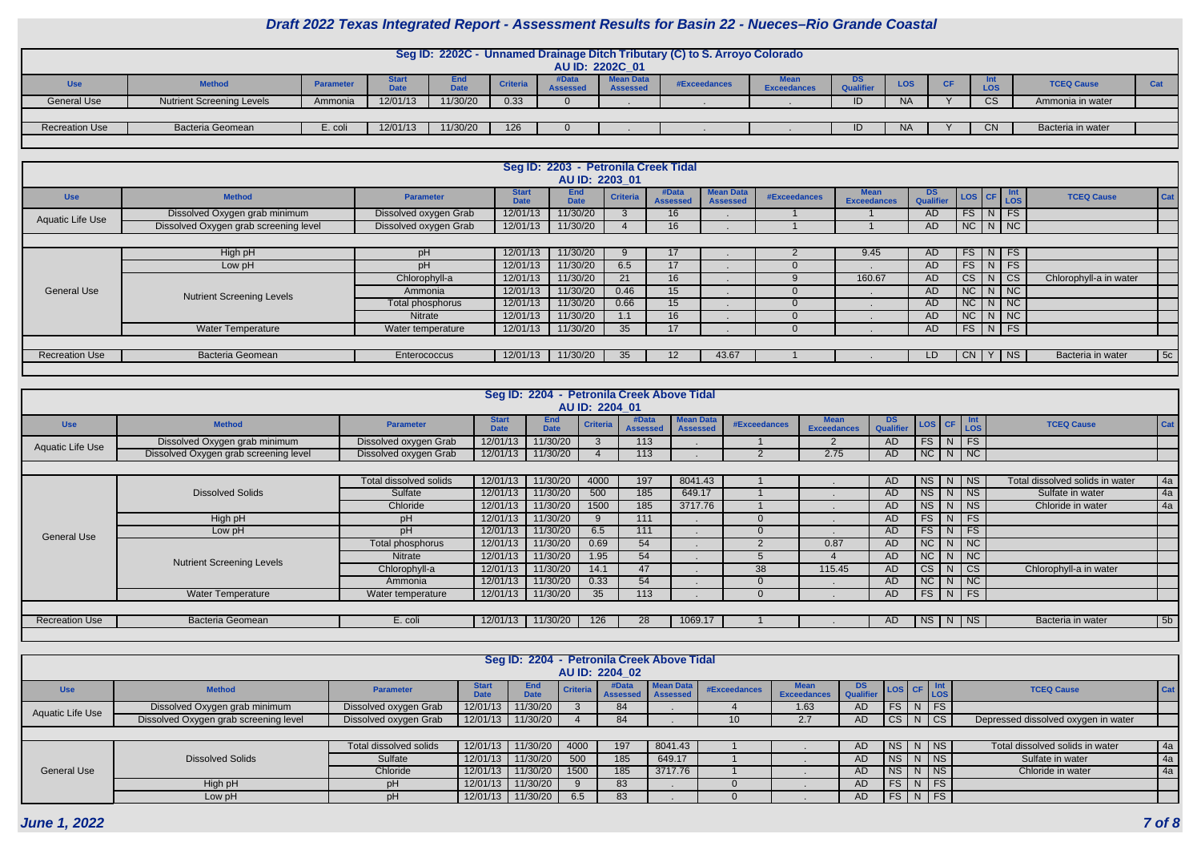# Draft 2022 Texas Integrated Report - Assessment Results for Basin 22 - Nueces–Rio Grande Coastal

## Seg ID: 2202C - Unnamed Drainage Ditch Tributary (C) to S. Arroyo Colorado
### AU ID: 2202C_01

| Use | Method | Parameter | Start Date | End Date | Criteria | #Data Assessed | Mean Data Assessed | #Exceedances | Mean Exceedances | DS Qualifier | LOS | CF | Int LOS | TCEQ Cause | Cat |
|---|---|---|---|---|---|---|---|---|---|---|---|---|---|---|---|
| General Use | Nutrient Screening Levels | Ammonia | 12/01/13 | 11/30/20 | 0.33 | 0 | . | . | . | ID | NA | Y | CS | Ammonia in water | |
| Recreation Use | Bacteria Geomean | E. coli | 12/01/13 | 11/30/20 | 126 | 0 | . | . | . | ID | NA | Y | CN | Bacteria in water | |

## Seg ID: 2203 - Petronila Creek Tidal
### AU ID: 2203_01

| Use | Method | Parameter | Start Date | End Date | Criteria | #Data Assessed | Mean Data Assessed | #Exceedances | Mean Exceedances | DS Qualifier | LOS | CF | Int LOS | TCEQ Cause | Cat |
|---|---|---|---|---|---|---|---|---|---|---|---|---|---|---|---|
| Aquatic Life Use | Dissolved Oxygen grab minimum | Dissolved oxygen Grab | 12/01/13 | 11/30/20 | 3 | 16 | . | 1 | 1 | AD | FS | N | FS | | |
| | Dissolved Oxygen grab screening level | Dissolved oxygen Grab | 12/01/13 | 11/30/20 | 4 | 16 | . | 1 | 1 | AD | NC | N | NC | | |
| General Use | High pH | pH | 12/01/13 | 11/30/20 | 9 | 17 | . | 2 | 9.45 | AD | FS | N | FS | | |
| | Low pH | pH | 12/01/13 | 11/30/20 | 6.5 | 17 | . | 0 | . | AD | FS | N | FS | | |
| | Nutrient Screening Levels | Chlorophyll-a | 12/01/13 | 11/30/20 | 21 | 16 | . | 9 | 160.67 | AD | CS | N | CS | Chlorophyll-a in water | |
| | | Ammonia | 12/01/13 | 11/30/20 | 0.46 | 15 | . | 0 | . | AD | NC | N | NC | | |
| | | Total phosphorus | 12/01/13 | 11/30/20 | 0.66 | 15 | . | 0 | . | AD | NC | N | NC | | |
| | | Nitrate | 12/01/13 | 11/30/20 | 1.1 | 16 | . | 0 | . | AD | NC | N | NC | | |
| | Water Temperature | Water temperature | 12/01/13 | 11/30/20 | 35 | 17 | . | 0 | . | AD | FS | N | FS | | |
| Recreation Use | Bacteria Geomean | Enterococcus | 12/01/13 | 11/30/20 | 35 | 12 | 43.67 | 1 | . | LD | CN | Y | NS | Bacteria in water | 5c |

## Seg ID: 2204 - Petronila Creek Above Tidal
### AU ID: 2204_01

| Use | Method | Parameter | Start Date | End Date | Criteria | #Data Assessed | Mean Data Assessed | #Exceedances | Mean Exceedances | DS Qualifier | LOS | CF | Int LOS | TCEQ Cause | Cat |
|---|---|---|---|---|---|---|---|---|---|---|---|---|---|---|---|
| Aquatic Life Use | Dissolved Oxygen grab minimum | Dissolved oxygen Grab | 12/01/13 | 11/30/20 | 3 | 113 | . | 1 | 2 | AD | FS | N | FS | | |
| | Dissolved Oxygen grab screening level | Dissolved oxygen Grab | 12/01/13 | 11/30/20 | 4 | 113 | . | 2 | 2.75 | AD | NC | N | NC | | |
| General Use | Dissolved Solids | Total dissolved solids | 12/01/13 | 11/30/20 | 4000 | 197 | 8041.43 | 1 | . | AD | NS | N | NS | Total dissolved solids in water | 4a |
| | | Sulfate | 12/01/13 | 11/30/20 | 500 | 185 | 649.17 | 1 | . | AD | NS | N | NS | Sulfate in water | 4a |
| | | Chloride | 12/01/13 | 11/30/20 | 1500 | 185 | 3717.76 | 1 | . | AD | NS | N | NS | Chloride in water | 4a |
| | High pH | pH | 12/01/13 | 11/30/20 | 9 | 111 | . | 0 | . | AD | FS | N | FS | | |
| | Low pH | pH | 12/01/13 | 11/30/20 | 6.5 | 111 | . | 0 | . | AD | FS | N | FS | | |
| | Nutrient Screening Levels | Total phosphorus | 12/01/13 | 11/30/20 | 0.69 | 54 | . | 2 | 0.87 | AD | NC | N | NC | | |
| | | Nitrate | 12/01/13 | 11/30/20 | 1.95 | 54 | . | 5 | 4 | AD | NC | N | NC | | |
| | | Chlorophyll-a | 12/01/13 | 11/30/20 | 14.1 | 47 | . | 38 | 115.45 | AD | CS | N | CS | Chlorophyll-a in water | |
| | | Ammonia | 12/01/13 | 11/30/20 | 0.33 | 54 | . | 0 | . | AD | NC | N | NC | | |
| | Water Temperature | Water temperature | 12/01/13 | 11/30/20 | 35 | 113 | . | 0 | . | AD | FS | N | FS | | |
| Recreation Use | Bacteria Geomean | E. coli | 12/01/13 | 11/30/20 | 126 | 28 | 1069.17 | 1 | . | AD | NS | N | NS | Bacteria in water | 5b |

## Seg ID: 2204 - Petronila Creek Above Tidal
### AU ID: 2204_02

| Use | Method | Parameter | Start Date | End Date | Criteria | #Data Assessed | Mean Data Assessed | #Exceedances | Mean Exceedances | DS Qualifier | LOS | CF | Int LOS | TCEQ Cause | Cat |
|---|---|---|---|---|---|---|---|---|---|---|---|---|---|---|---|
| Aquatic Life Use | Dissolved Oxygen grab minimum | Dissolved oxygen Grab | 12/01/13 | 11/30/20 | 3 | 84 | . | 4 | 1.63 | AD | FS | N | FS | | |
| | Dissolved Oxygen grab screening level | Dissolved oxygen Grab | 12/01/13 | 11/30/20 | 4 | 84 | . | 10 | 2.7 | AD | CS | N | CS | Depressed dissolved oxygen in water | |
| General Use | Dissolved Solids | Total dissolved solids | 12/01/13 | 11/30/20 | 4000 | 197 | 8041.43 | 1 | . | AD | NS | N | NS | Total dissolved solids in water | 4a |
| | | Sulfate | 12/01/13 | 11/30/20 | 500 | 185 | 649.17 | 1 | . | AD | NS | N | NS | Sulfate in water | 4a |
| | | Chloride | 12/01/13 | 11/30/20 | 1500 | 185 | 3717.76 | 1 | . | AD | NS | N | NS | Chloride in water | 4a |
| | High pH | pH | 12/01/13 | 11/30/20 | 9 | 83 | . | 0 | . | AD | FS | N | FS | | |
| | Low pH | pH | 12/01/13 | 11/30/20 | 6.5 | 83 | . | 0 | . | AD | FS | N | FS | | |

*June 1, 2022*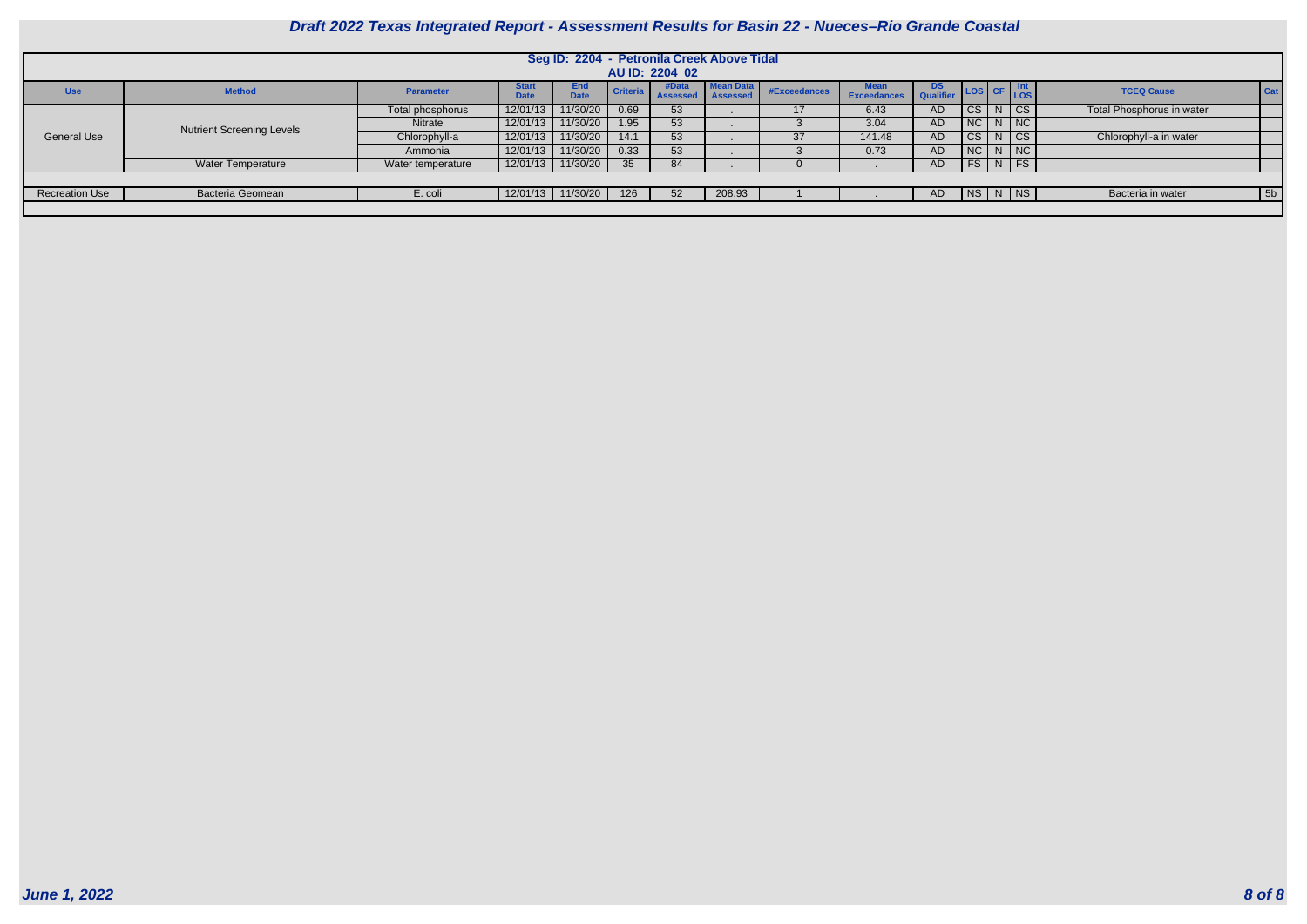# Draft 2022 Texas Integrated Report - Assessment Results for Basin 22 - Nueces–Rio Grande Coastal

## Seg ID: 2204 - Petronila Creek Above Tidal

### AU ID: 2204_02

| Use | Method | Parameter | Start Date | End Date | Criteria | #Data Assessed | Mean Data Assessed | #Exceedances | Mean Exceedances | DS Qualifier | LOS | CF | Int LOS | TCEQ Cause | Cat |
|---|---|---|---|---|---|---|---|---|---|---|---|---|---|---|---|
| General Use | Nutrient Screening Levels | Total phosphorus | 12/01/13 | 11/30/20 | 0.69 | 53 | . | 17 | 6.43 | AD | CS | N | CS | Total Phosphorus in water | |
| | | Nitrate | 12/01/13 | 11/30/20 | 1.95 | 53 | . | 3 | 3.04 | AD | NC | N | NC | | |
| | | Chlorophyll-a | 12/01/13 | 11/30/20 | 14.1 | 53 | . | 37 | 141.48 | AD | CS | N | CS | Chlorophyll-a in water | |
| | | Ammonia | 12/01/13 | 11/30/20 | 0.33 | 53 | . | 3 | 0.73 | AD | NC | N | NC | | |
| | Water Temperature | Water temperature | 12/01/13 | 11/30/20 | 35 | 84 | . | 0 | . | AD | FS | N | FS | | |
| Recreation Use | Bacteria Geomean | E. coli | 12/01/13 | 11/30/20 | 126 | 52 | 208.93 | 1 | . | AD | NS | N | NS | Bacteria in water | 5b |

June 1, 2022